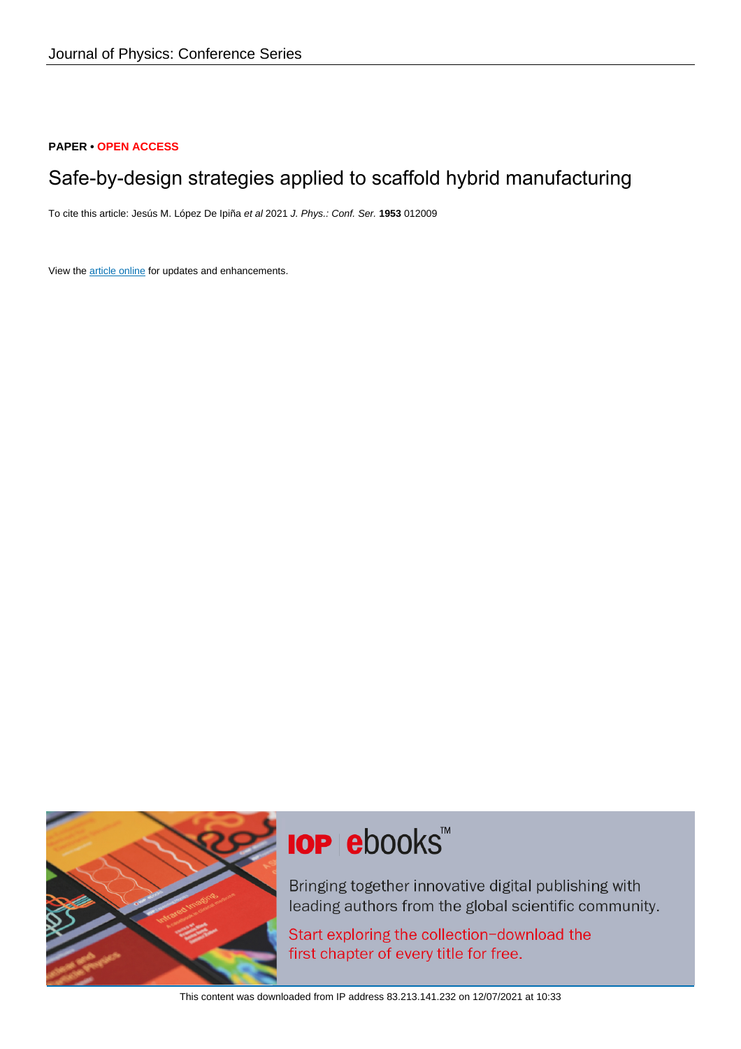PAPER • OPEN ACCESS

# Safe-by-design strategies applied to scaffold hybrid manufacturing

To cite this article: Jesús M. López De Ipiña *et al* 2021 *J. Phys.: Conf. Ser.* **1953** 012009

View the article online for updates and enhancements.

This content was downloaded from IP address 83.213.141.232 on 12/07/2021 at 10:33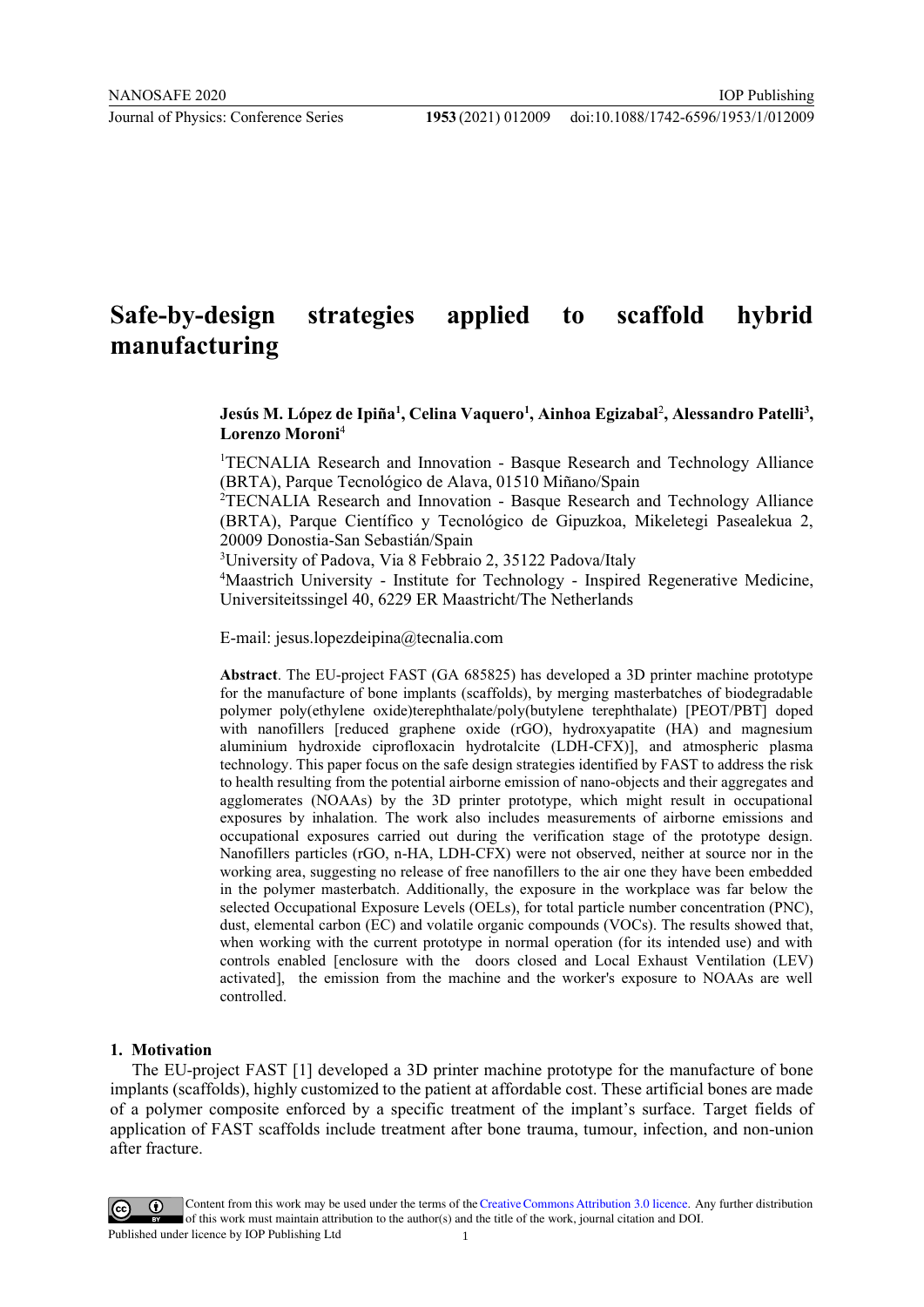# Safe-by-design strategies applied to scaffold hybrid manufacturing

**Jesús M. López de Ipiña[1], Celina Vaquero[1], Ainhoa Egizabal[2], Alessandro Patelli[3], Lorenzo Moroni[4]**

[1]TECNALIA Research and Innovation - Basque Research and Technology Alliance (BRTA), Parque Tecnológico de Alava, 01510 Miñano/Spain

[2]TECNALIA Research and Innovation - Basque Research and Technology Alliance (BRTA), Parque Científico y Tecnológico de Gipuzkoa, Mikeletegi Pasealekua 2, 20009 Donostia-San Sebastián/Spain

[3]University of Padova, Via 8 Febbraio 2, 35122 Padova/Italy

[4]Maastrich University - Institute for Technology - Inspired Regenerative Medicine, Universiteitssingel 40, 6229 ER Maastricht/The Netherlands

E-mail: jesus.lopezdeipina@tecnalia.com

**Abstract**. The EU-project FAST (GA 685825) has developed a 3D printer machine prototype for the manufacture of bone implants (scaffolds), by merging masterbatches of biodegradable polymer poly(ethylene oxide)terephthalate/poly(butylene terephthalate) [PEOT/PBT] doped with nanofillers [reduced graphene oxide (rGO), hydroxyapatite (HA) and magnesium aluminium hydroxide ciprofloxacin hydrotalcite (LDH-CFX)], and atmospheric plasma technology. This paper focus on the safe design strategies identified by FAST to address the risk to health resulting from the potential airborne emission of nano-objects and their aggregates and agglomerates (NOAAs) by the 3D printer prototype, which might result in occupational exposures by inhalation. The work also includes measurements of airborne emissions and occupational exposures carried out during the verification stage of the prototype design. Nanofillers particles (rGO, n-HA, LDH-CFX) were not observed, neither at source nor in the working area, suggesting no release of free nanofillers to the air one they have been embedded in the polymer masterbatch. Additionally, the exposure in the workplace was far below the selected Occupational Exposure Levels (OELs), for total particle number concentration (PNC), dust, elemental carbon (EC) and volatile organic compounds (VOCs). The results showed that, when working with the current prototype in normal operation (for its intended use) and with controls enabled [enclosure with the doors closed and Local Exhaust Ventilation (LEV) activated], the emission from the machine and the worker's exposure to NOAAs are well controlled.

## 1. Motivation

The EU-project FAST [1] developed a 3D printer machine prototype for the manufacture of bone implants (scaffolds), highly customized to the patient at affordable cost. These artificial bones are made of a polymer composite enforced by a specific treatment of the implant's surface. Target fields of application of FAST scaffolds include treatment after bone trauma, tumour, infection, and non-union after fracture.

Content from this work may be used under the terms of the Creative Commons Attribution 3.0 licence. Any further distribution of this work must maintain attribution to the author(s) and the title of the work, journal citation and DOI.
Published under licence by IOP Publishing Ltd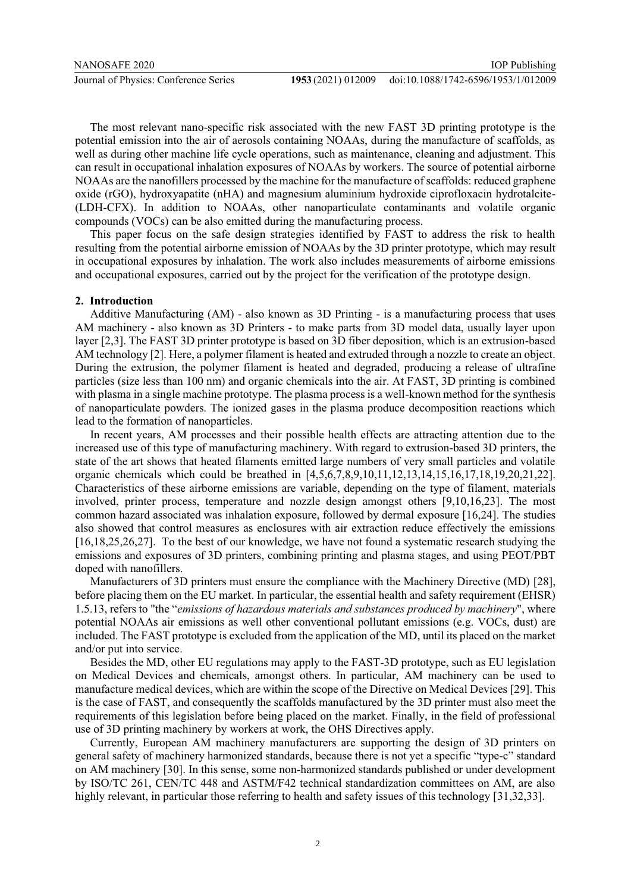The most relevant nano-specific risk associated with the new FAST 3D printing prototype is the potential emission into the air of aerosols containing NOAAs, during the manufacture of scaffolds, as well as during other machine life cycle operations, such as maintenance, cleaning and adjustment. This can result in occupational inhalation exposures of NOAAs by workers. The source of potential airborne NOAAs are the nanofillers processed by the machine for the manufacture of scaffolds: reduced graphene oxide (rGO), hydroxyapatite (nHA) and magnesium aluminium hydroxide ciprofloxacin hydrotalcite- (LDH-CFX). In addition to NOAAs, other nanoparticulate contaminants and volatile organic compounds (VOCs) can be also emitted during the manufacturing process.

This paper focus on the safe design strategies identified by FAST to address the risk to health resulting from the potential airborne emission of NOAAs by the 3D printer prototype, which may result in occupational exposures by inhalation. The work also includes measurements of airborne emissions and occupational exposures, carried out by the project for the verification of the prototype design.

## 2. Introduction

Additive Manufacturing (AM) - also known as 3D Printing - is a manufacturing process that uses AM machinery - also known as 3D Printers - to make parts from 3D model data, usually layer upon layer [2,3]. The FAST 3D printer prototype is based on 3D fiber deposition, which is an extrusion-based AM technology [2]. Here, a polymer filament is heated and extruded through a nozzle to create an object. During the extrusion, the polymer filament is heated and degraded, producing a release of ultrafine particles (size less than 100 nm) and organic chemicals into the air. At FAST, 3D printing is combined with plasma in a single machine prototype. The plasma process is a well-known method for the synthesis of nanoparticulate powders. The ionized gases in the plasma produce decomposition reactions which lead to the formation of nanoparticles.

In recent years, AM processes and their possible health effects are attracting attention due to the increased use of this type of manufacturing machinery. With regard to extrusion-based 3D printers, the state of the art shows that heated filaments emitted large numbers of very small particles and volatile organic chemicals which could be breathed in [4,5,6,7,8,9,10,11,12,13,14,15,16,17,18,19,20,21,22]. Characteristics of these airborne emissions are variable, depending on the type of filament, materials involved, printer process, temperature and nozzle design amongst others [9,10,16,23]. The most common hazard associated was inhalation exposure, followed by dermal exposure [16,24]. The studies also showed that control measures as enclosures with air extraction reduce effectively the emissions [16,18,25,26,27]. To the best of our knowledge, we have not found a systematic research studying the emissions and exposures of 3D printers, combining printing and plasma stages, and using PEOT/PBT doped with nanofillers.

Manufacturers of 3D printers must ensure the compliance with the Machinery Directive (MD) [28], before placing them on the EU market. In particular, the essential health and safety requirement (EHSR) 1.5.13, refers to "the "*emissions of hazardous materials and substances produced by machinery*", where potential NOAAs air emissions as well other conventional pollutant emissions (e.g. VOCs, dust) are included. The FAST prototype is excluded from the application of the MD, until its placed on the market and/or put into service.

Besides the MD, other EU regulations may apply to the FAST-3D prototype, such as EU legislation on Medical Devices and chemicals, amongst others. In particular, AM machinery can be used to manufacture medical devices, which are within the scope of the Directive on Medical Devices [29]. This is the case of FAST, and consequently the scaffolds manufactured by the 3D printer must also meet the requirements of this legislation before being placed on the market. Finally, in the field of professional use of 3D printing machinery by workers at work, the OHS Directives apply.

Currently, European AM machinery manufacturers are supporting the design of 3D printers on general safety of machinery harmonized standards, because there is not yet a specific "type-c" standard on AM machinery [30]. In this sense, some non-harmonized standards published or under development by ISO/TC 261, CEN/TC 448 and ASTM/F42 technical standardization committees on AM, are also highly relevant, in particular those referring to health and safety issues of this technology [31,32,33].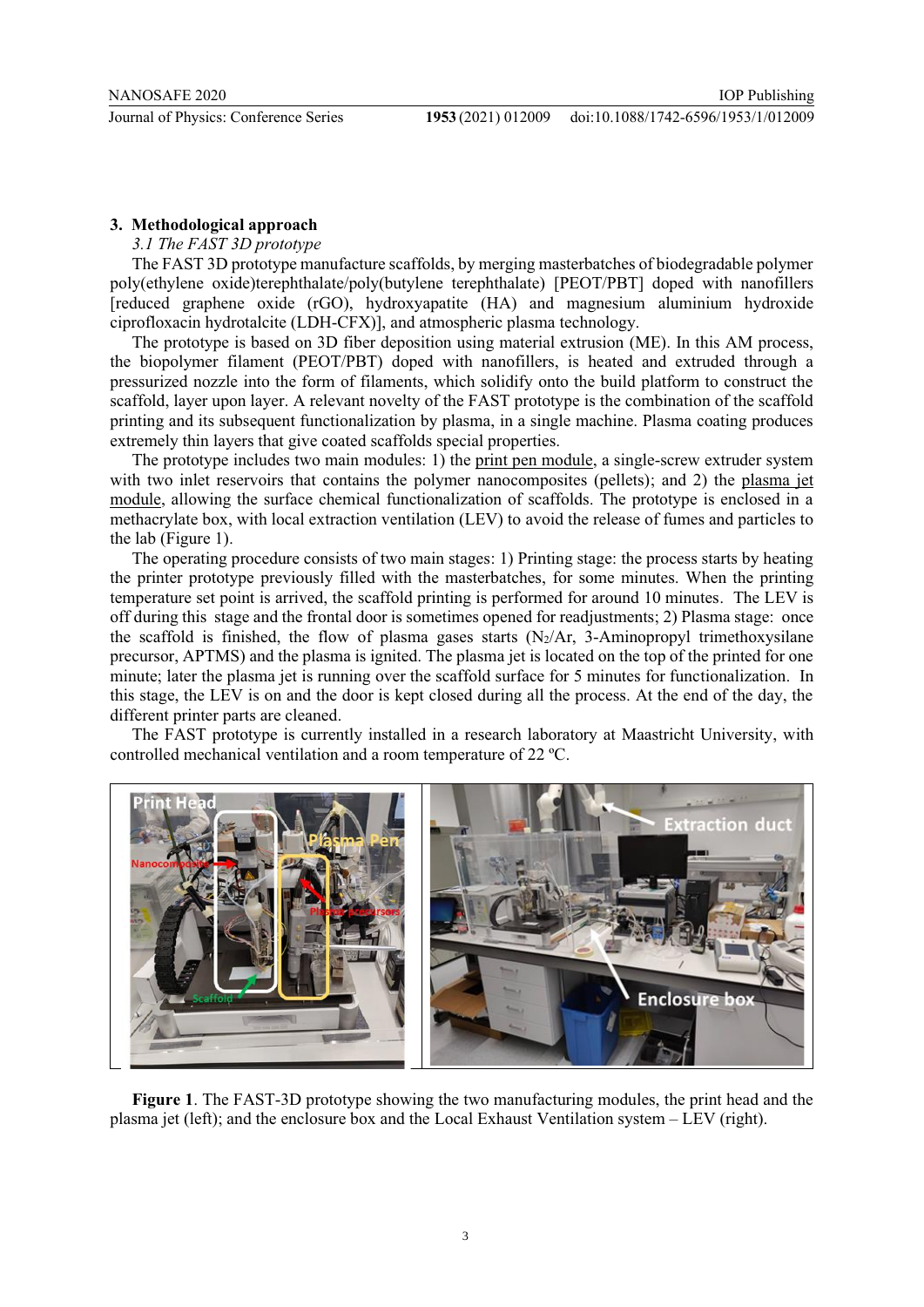## 3. Methodological approach

### 3.1 The FAST 3D prototype

The FAST 3D prototype manufacture scaffolds, by merging masterbatches of biodegradable polymer poly(ethylene oxide)terephthalate/poly(butylene terephthalate) [PEOT/PBT] doped with nanofillers [reduced graphene oxide (rGO), hydroxyapatite (HA) and magnesium aluminium hydroxide ciprofloxacin hydrotalcite (LDH-CFX)], and atmospheric plasma technology.

The prototype is based on 3D fiber deposition using material extrusion (ME). In this AM process, the biopolymer filament (PEOT/PBT) doped with nanofillers, is heated and extruded through a pressurized nozzle into the form of filaments, which solidify onto the build platform to construct the scaffold, layer upon layer. A relevant novelty of the FAST prototype is the combination of the scaffold printing and its subsequent functionalization by plasma, in a single machine. Plasma coating produces extremely thin layers that give coated scaffolds special properties.

The prototype includes two main modules: 1) the print pen module, a single-screw extruder system with two inlet reservoirs that contains the polymer nanocomposites (pellets); and 2) the plasma jet module, allowing the surface chemical functionalization of scaffolds. The prototype is enclosed in a methacrylate box, with local extraction ventilation (LEV) to avoid the release of fumes and particles to the lab (Figure 1).

The operating procedure consists of two main stages: 1) Printing stage: the process starts by heating the printer prototype previously filled with the masterbatches, for some minutes. When the printing temperature set point is arrived, the scaffold printing is performed for around 10 minutes. The LEV is off during this stage and the frontal door is sometimes opened for readjustments; 2) Plasma stage: once the scaffold is finished, the flow of plasma gases starts ($N_2$/Ar, 3-Aminopropyl trimethoxysilane precursor, APTMS) and the plasma is ignited. The plasma jet is located on the top of the printed for one minute; later the plasma jet is running over the scaffold surface for 5 minutes for functionalization. In this stage, the LEV is on and the door is kept closed during all the process. At the end of the day, the different printer parts are cleaned.

The FAST prototype is currently installed in a research laboratory at Maastricht University, with controlled mechanical ventilation and a room temperature of 22 ºC.

**Figure 1**. The FAST-3D prototype showing the two manufacturing modules, the print head and the plasma jet (left); and the enclosure box and the Local Exhaust Ventilation system – LEV (right).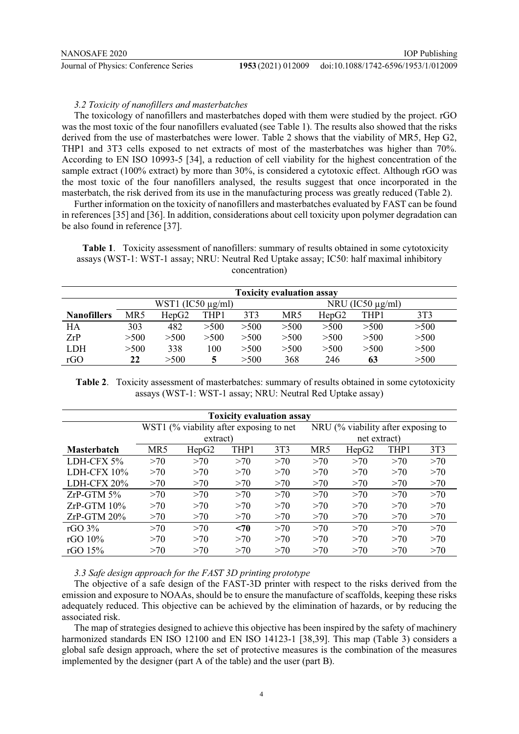### 3.2 Toxicity of nanofillers and masterbatches

The toxicology of nanofillers and masterbatches doped with them were studied by the project. rGO was the most toxic of the four nanofillers evaluated (see Table 1). The results also showed that the risks derived from the use of masterbatches were lower. Table 2 shows that the viability of MR5, Hep G2, THP1 and 3T3 cells exposed to net extracts of most of the masterbatches was higher than 70%. According to EN ISO 10993-5 [34], a reduction of cell viability for the highest concentration of the sample extract (100% extract) by more than 30%, is considered a cytotoxic effect. Although rGO was the most toxic of the four nanofillers analysed, the results suggest that once incorporated in the masterbatch, the risk derived from its use in the manufacturing process was greatly reduced (Table 2).

Further information on the toxicity of nanofillers and masterbatches evaluated by FAST can be found in references [35] and [36]. In addition, considerations about cell toxicity upon polymer degradation can be also found in reference [37].

**Table 1**. Toxicity assessment of nanofillers: summary of results obtained in some cytotoxicity assays (WST-1: WST-1 assay; NRU: Neutral Red Uptake assay; IC50: half maximal inhibitory concentration)

| | **Toxicity evaluation assay** | | | | | | | |
|---|---|---|---|---|---|---|---|---|
| | WST1 (IC50 μg/ml) | | | | NRU (IC50 μg/ml) | | | |
| **Nanofillers** | MR5 | HepG2 | THP1 | 3T3 | MR5 | HepG2 | THP1 | 3T3 |
| HA | 303 | 482 | >500 | >500 | >500 | >500 | >500 | >500 |
| ZrP | >500 | >500 | >500 | >500 | >500 | >500 | >500 | >500 |
| LDH | >500 | 338 | 100 | >500 | >500 | >500 | >500 | >500 |
| rGO | **22** | >500 | **5** | >500 | 368 | 246 | **63** | >500 |

**Table 2**. Toxicity assessment of masterbatches: summary of results obtained in some cytotoxicity assays (WST-1: WST-1 assay; NRU: Neutral Red Uptake assay)

| | **Toxicity evaluation assay** | | | | | | | |
|---|---|---|---|---|---|---|---|---|
| | WST1 (% viability after exposing to net extract) | | | | NRU (% viability after exposing to net extract) | | | |
| **Masterbatch** | MR5 | HepG2 | THP1 | 3T3 | MR5 | HepG2 | THP1 | 3T3 |
| LDH-CFX 5% | >70 | >70 | >70 | >70 | >70 | >70 | >70 | >70 |
| LDH-CFX 10% | >70 | >70 | >70 | >70 | >70 | >70 | >70 | >70 |
| LDH-CFX 20% | >70 | >70 | >70 | >70 | >70 | >70 | >70 | >70 |
| ZrP-GTM 5% | >70 | >70 | >70 | >70 | >70 | >70 | >70 | >70 |
| ZrP-GTM 10% | >70 | >70 | >70 | >70 | >70 | >70 | >70 | >70 |
| ZrP-GTM 20% | >70 | >70 | >70 | >70 | >70 | >70 | >70 | >70 |
| rGO 3% | >70 | >70 | **<70** | >70 | >70 | >70 | >70 | >70 |
| rGO 10% | >70 | >70 | >70 | >70 | >70 | >70 | >70 | >70 |
| rGO 15% | >70 | >70 | >70 | >70 | >70 | >70 | >70 | >70 |

### 3.3 Safe design approach for the FAST 3D printing prototype

The objective of a safe design of the FAST-3D printer with respect to the risks derived from the emission and exposure to NOAAs, should be to ensure the manufacture of scaffolds, keeping these risks adequately reduced. This objective can be achieved by the elimination of hazards, or by reducing the associated risk.

The map of strategies designed to achieve this objective has been inspired by the safety of machinery harmonized standards EN ISO 12100 and EN ISO 14123-1 [38,39]. This map (Table 3) considers a global safe design approach, where the set of protective measures is the combination of the measures implemented by the designer (part A of the table) and the user (part B).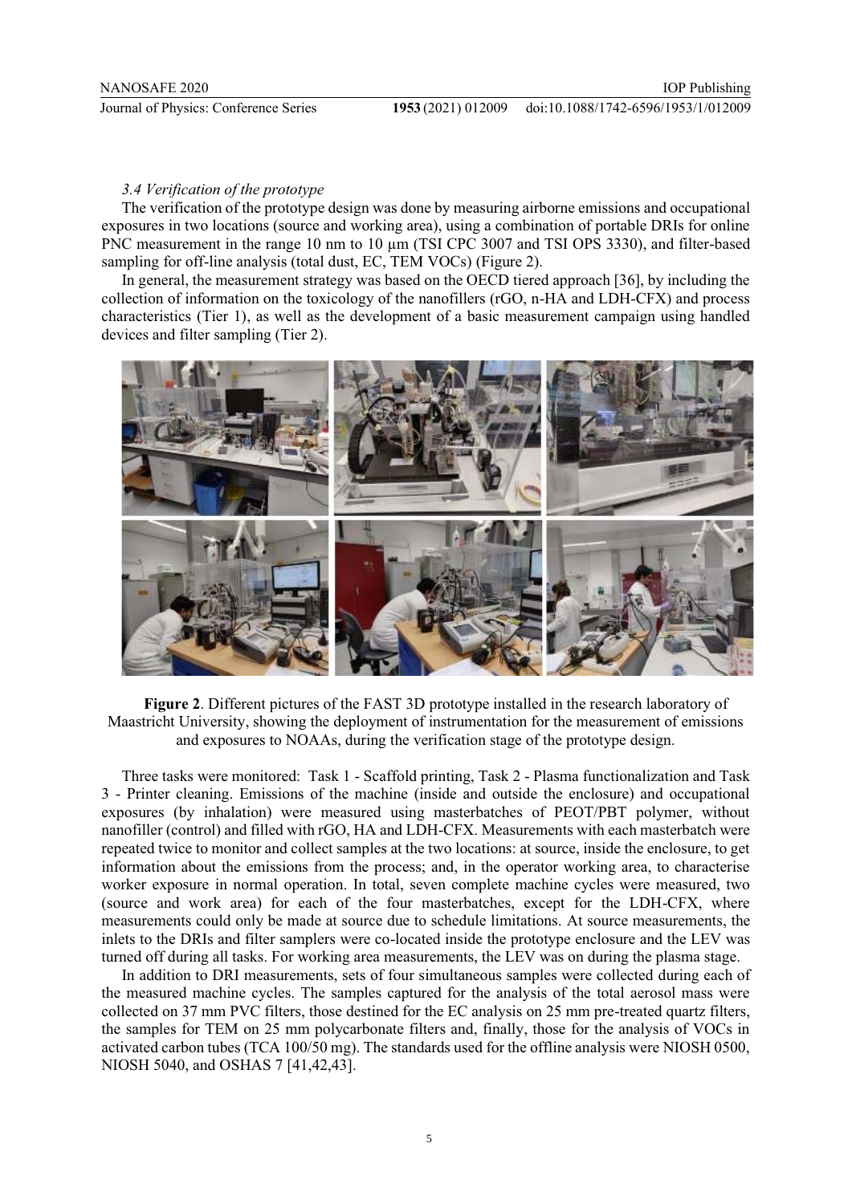### *3.4 Verification of the prototype*

The verification of the prototype design was done by measuring airborne emissions and occupational exposures in two locations (source and working area), using a combination of portable DRIs for online PNC measurement in the range 10 nm to 10 μm (TSI CPC 3007 and TSI OPS 3330), and filter-based sampling for off-line analysis (total dust, EC, TEM VOCs) (Figure 2).

In general, the measurement strategy was based on the OECD tiered approach [36], by including the collection of information on the toxicology of the nanofillers (rGO, n-HA and LDH-CFX) and process characteristics (Tier 1), as well as the development of a basic measurement campaign using handled devices and filter sampling (Tier 2).

**Figure 2**. Different pictures of the FAST 3D prototype installed in the research laboratory of Maastricht University, showing the deployment of instrumentation for the measurement of emissions and exposures to NOAAs, during the verification stage of the prototype design.

Three tasks were monitored: Task 1 - Scaffold printing, Task 2 - Plasma functionalization and Task 3 - Printer cleaning. Emissions of the machine (inside and outside the enclosure) and occupational exposures (by inhalation) were measured using masterbatches of PEOT/PBT polymer, without nanofiller (control) and filled with rGO, HA and LDH-CFX. Measurements with each masterbatch were repeated twice to monitor and collect samples at the two locations: at source, inside the enclosure, to get information about the emissions from the process; and, in the operator working area, to characterise worker exposure in normal operation. In total, seven complete machine cycles were measured, two (source and work area) for each of the four masterbatches, except for the LDH-CFX, where measurements could only be made at source due to schedule limitations. At source measurements, the inlets to the DRIs and filter samplers were co-located inside the prototype enclosure and the LEV was turned off during all tasks. For working area measurements, the LEV was on during the plasma stage.

In addition to DRI measurements, sets of four simultaneous samples were collected during each of the measured machine cycles. The samples captured for the analysis of the total aerosol mass were collected on 37 mm PVC filters, those destined for the EC analysis on 25 mm pre-treated quartz filters, the samples for TEM on 25 mm polycarbonate filters and, finally, those for the analysis of VOCs in activated carbon tubes (TCA 100/50 mg). The standards used for the offline analysis were NIOSH 0500, NIOSH 5040, and OSHAS 7 [41,42,43].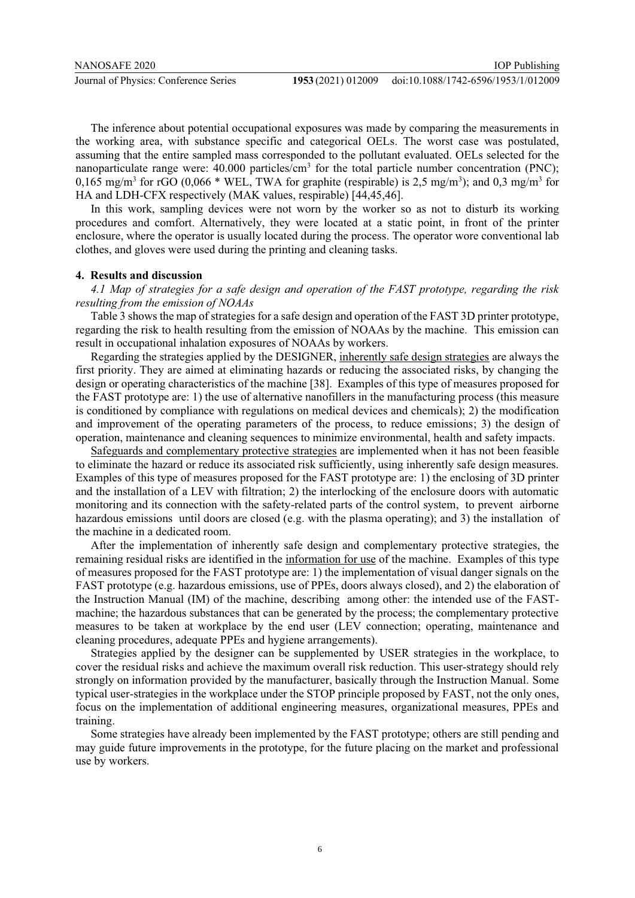The inference about potential occupational exposures was made by comparing the measurements in the working area, with substance specific and categorical OELs. The worst case was postulated, assuming that the entire sampled mass corresponded to the pollutant evaluated. OELs selected for the nanoparticulate range were: 40.000 particles/$cm^3$ for the total particle number concentration (PNC); 0,165 mg/$m^3$ for rGO (0,066 * WEL, TWA for graphite (respirable) is 2,5 mg/$m^3$); and 0,3 mg/$m^3$ for HA and LDH-CFX respectively (MAK values, respirable) [44,45,46].

In this work, sampling devices were not worn by the worker so as not to disturb its working procedures and comfort. Alternatively, they were located at a static point, in front of the printer enclosure, where the operator is usually located during the process. The operator wore conventional lab clothes, and gloves were used during the printing and cleaning tasks.

## 4. Results and discussion

### *4.1 Map of strategies for a safe design and operation of the FAST prototype, regarding the risk resulting from the emission of NOAAs*

Table 3 shows the map of strategies for a safe design and operation of the FAST 3D printer prototype, regarding the risk to health resulting from the emission of NOAAs by the machine. This emission can result in occupational inhalation exposures of NOAAs by workers.

Regarding the strategies applied by the DESIGNER, inherently safe design strategies are always the first priority. They are aimed at eliminating hazards or reducing the associated risks, by changing the design or operating characteristics of the machine [38]. Examples of this type of measures proposed for the FAST prototype are: 1) the use of alternative nanofillers in the manufacturing process (this measure is conditioned by compliance with regulations on medical devices and chemicals); 2) the modification and improvement of the operating parameters of the process, to reduce emissions; 3) the design of operation, maintenance and cleaning sequences to minimize environmental, health and safety impacts.

Safeguards and complementary protective strategies are implemented when it has not been feasible to eliminate the hazard or reduce its associated risk sufficiently, using inherently safe design measures. Examples of this type of measures proposed for the FAST prototype are: 1) the enclosing of 3D printer and the installation of a LEV with filtration; 2) the interlocking of the enclosure doors with automatic monitoring and its connection with the safety-related parts of the control system, to prevent airborne hazardous emissions until doors are closed (e.g. with the plasma operating); and 3) the installation of the machine in a dedicated room.

After the implementation of inherently safe design and complementary protective strategies, the remaining residual risks are identified in the information for use of the machine. Examples of this type of measures proposed for the FAST prototype are: 1) the implementation of visual danger signals on the FAST prototype (e.g. hazardous emissions, use of PPEs, doors always closed), and 2) the elaboration of the Instruction Manual (IM) of the machine, describing among other: the intended use of the FAST-machine; the hazardous substances that can be generated by the process; the complementary protective measures to be taken at workplace by the end user (LEV connection; operating, maintenance and cleaning procedures, adequate PPEs and hygiene arrangements).

Strategies applied by the designer can be supplemented by USER strategies in the workplace, to cover the residual risks and achieve the maximum overall risk reduction. This user-strategy should rely strongly on information provided by the manufacturer, basically through the Instruction Manual. Some typical user-strategies in the workplace under the STOP principle proposed by FAST, not the only ones, focus on the implementation of additional engineering measures, organizational measures, PPEs and training.

Some strategies have already been implemented by the FAST prototype; others are still pending and may guide future improvements in the prototype, for the future placing on the market and professional use by workers.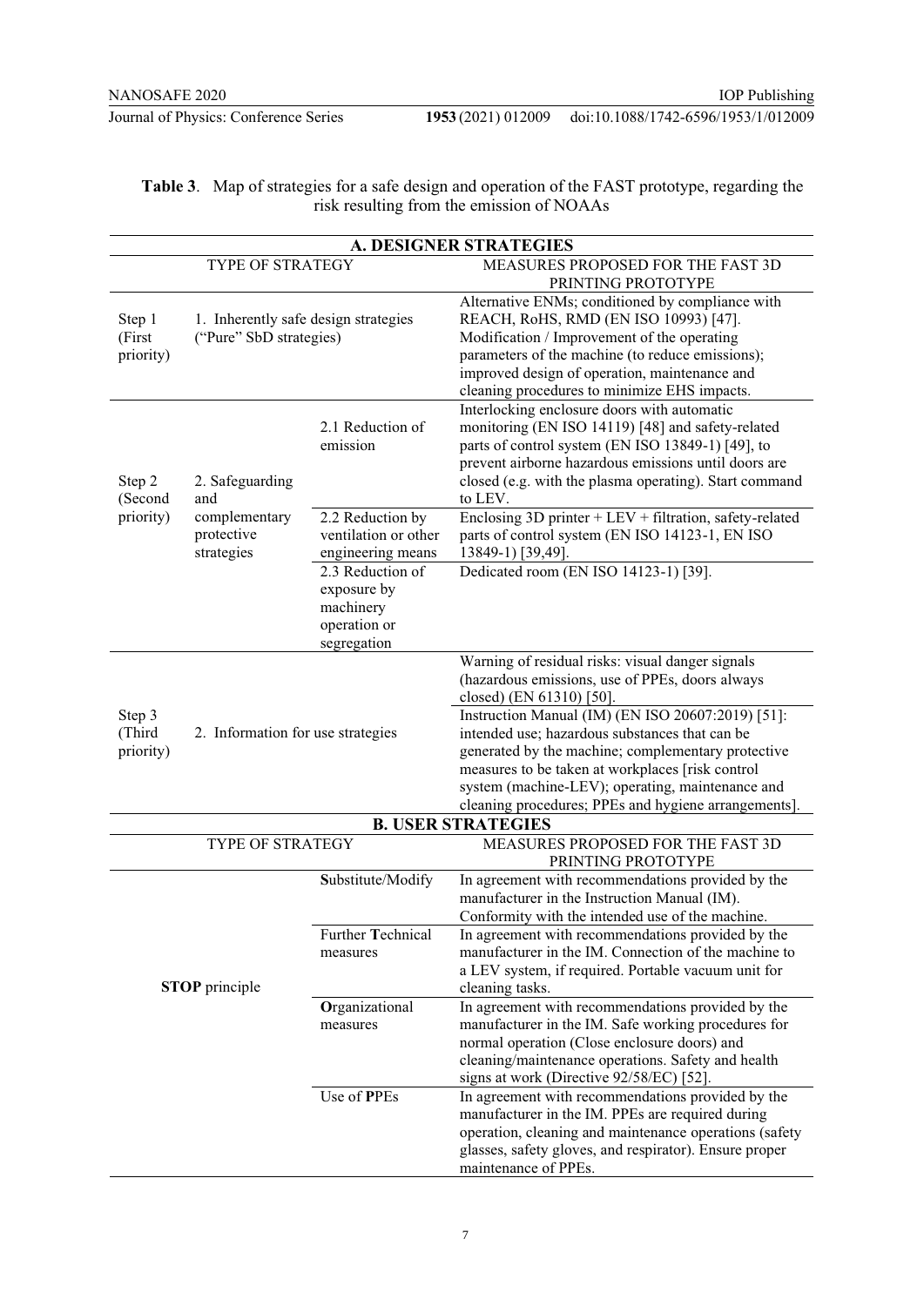**Table 3**. Map of strategies for a safe design and operation of the FAST prototype, regarding the risk resulting from the emission of NOAAs

| **A. DESIGNER STRATEGIES** | | | |
|---|---|---|---|
| TYPE OF STRATEGY | | | MEASURES PROPOSED FOR THE FAST 3D PRINTING PROTOTYPE |
| Step 1 (First priority) | 1. Inherently safe design strategies ("Pure" SbD strategies) | | Alternative ENMs; conditioned by compliance with REACH, RoHS, RMD (EN ISO 10993) [47]. Modification / Improvement of the operating parameters of the machine (to reduce emissions); improved design of operation, maintenance and cleaning procedures to minimize EHS impacts. |
| Step 2 (Second priority) | 2. Safeguarding and complementary protective strategies | 2.1 Reduction of emission | Interlocking enclosure doors with automatic monitoring (EN ISO 14119) [48] and safety-related parts of control system (EN ISO 13849-1) [49], to prevent airborne hazardous emissions until doors are closed (e.g. with the plasma operating). Start command to LEV. |
| | | 2.2 Reduction by ventilation or other engineering means | Enclosing 3D printer + LEV + filtration, safety-related parts of control system (EN ISO 14123-1, EN ISO 13849-1) [39,49]. |
| | | 2.3 Reduction of exposure by machinery operation or segregation | Dedicated room (EN ISO 14123-1) [39]. |
| Step 3 (Third priority) | 2. Information for use strategies | | Warning of residual risks: visual danger signals (hazardous emissions, use of PPEs, doors always closed) (EN 61310) [50]. |
| | | | Instruction Manual (IM) (EN ISO 20607:2019) [51]: intended use; hazardous substances that can be generated by the machine; complementary protective measures to be taken at workplaces [risk control system (machine-LEV); operating, maintenance and cleaning procedures; PPEs and hygiene arrangements]. |
| **B. USER STRATEGIES** | | | |
| TYPE OF STRATEGY | | | MEASURES PROPOSED FOR THE FAST 3D PRINTING PROTOTYPE |
| **STOP** principle | | **S**ubstitute/Modify | In agreement with recommendations provided by the manufacturer in the Instruction Manual (IM). Conformity with the intended use of the machine. |
| | | Further **T**echnical measures | In agreement with recommendations provided by the manufacturer in the IM. Connection of the machine to a LEV system, if required. Portable vacuum unit for cleaning tasks. |
| | | **O**rganizational measures | In agreement with recommendations provided by the manufacturer in the IM. Safe working procedures for normal operation (Close enclosure doors) and cleaning/maintenance operations. Safety and health signs at work (Directive 92/58/EC) [52]. |
| | | Use of **P**PEs | In agreement with recommendations provided by the manufacturer in the IM. PPEs are required during operation, cleaning and maintenance operations (safety glasses, safety gloves, and respirator). Ensure proper maintenance of PPEs. |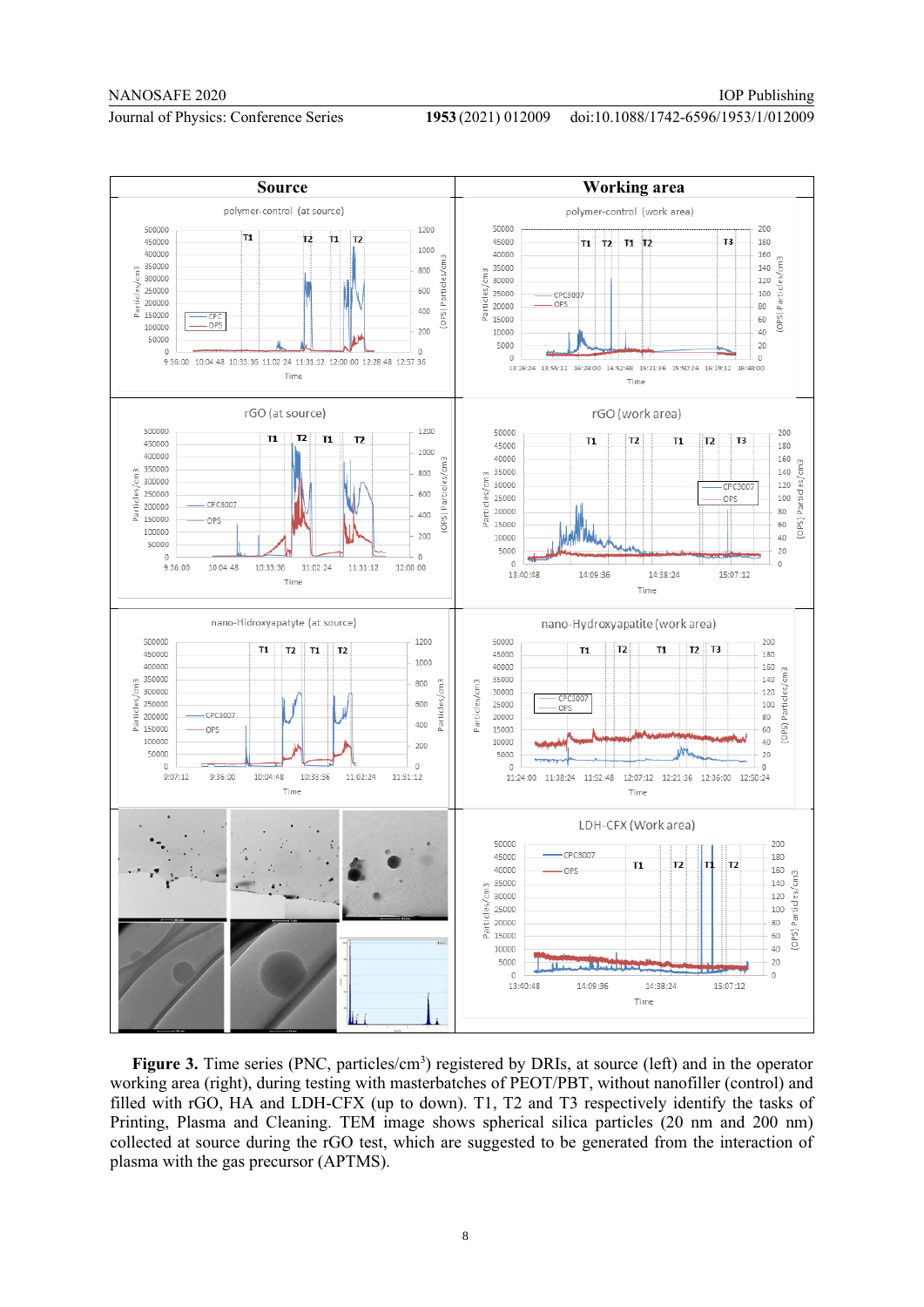**Figure 3.** Time series (PNC, particles/cm$^3$) registered by DRIs, at source (left) and in the operator working area (right), during testing with masterbatches of PEOT/PBT, without nanofiller (control) and filled with rGO, HA and LDH-CFX (up to down). T1, T2 and T3 respectively identify the tasks of Printing, Plasma and Cleaning. TEM image shows spherical silica particles (20 nm and 200 nm) collected at source during the rGO test, which are suggested to be generated from the interaction of plasma with the gas precursor (APTMS).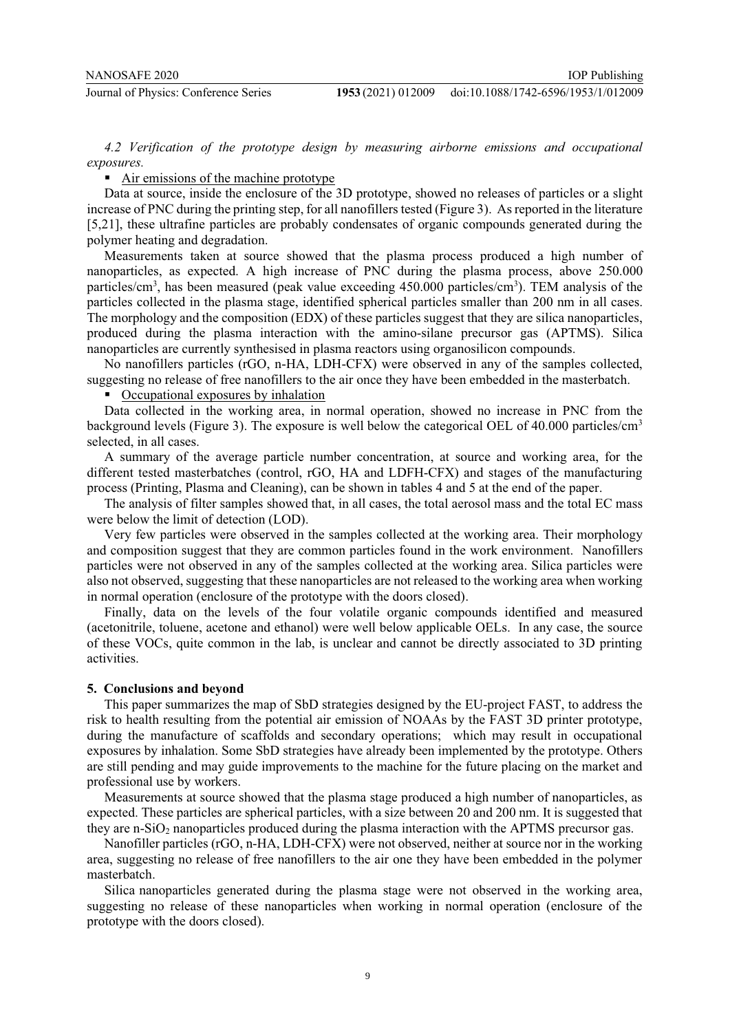*4.2 Verification of the prototype design by measuring airborne emissions and occupational exposures.*

- Air emissions of the machine prototype

Data at source, inside the enclosure of the 3D prototype, showed no releases of particles or a slight increase of PNC during the printing step, for all nanofillers tested (Figure 3). As reported in the literature [5,21], these ultrafine particles are probably condensates of organic compounds generated during the polymer heating and degradation.

Measurements taken at source showed that the plasma process produced a high number of nanoparticles, as expected. A high increase of PNC during the plasma process, above 250.000 particles/cm$^3$, has been measured (peak value exceeding 450.000 particles/cm$^3$). TEM analysis of the particles collected in the plasma stage, identified spherical particles smaller than 200 nm in all cases. The morphology and the composition (EDX) of these particles suggest that they are silica nanoparticles, produced during the plasma interaction with the amino-silane precursor gas (APTMS). Silica nanoparticles are currently synthesised in plasma reactors using organosilicon compounds.

No nanofillers particles (rGO, n-HA, LDH-CFX) were observed in any of the samples collected, suggesting no release of free nanofillers to the air once they have been embedded in the masterbatch.

- Occupational exposures by inhalation

Data collected in the working area, in normal operation, showed no increase in PNC from the background levels (Figure 3). The exposure is well below the categorical OEL of 40.000 particles/cm$^3$ selected, in all cases.

A summary of the average particle number concentration, at source and working area, for the different tested masterbatches (control, rGO, HA and LDFH-CFX) and stages of the manufacturing process (Printing, Plasma and Cleaning), can be shown in tables 4 and 5 at the end of the paper.

The analysis of filter samples showed that, in all cases, the total aerosol mass and the total EC mass were below the limit of detection (LOD).

Very few particles were observed in the samples collected at the working area. Their morphology and composition suggest that they are common particles found in the work environment. Nanofillers particles were not observed in any of the samples collected at the working area. Silica particles were also not observed, suggesting that these nanoparticles are not released to the working area when working in normal operation (enclosure of the prototype with the doors closed).

Finally, data on the levels of the four volatile organic compounds identified and measured (acetonitrile, toluene, acetone and ethanol) were well below applicable OELs. In any case, the source of these VOCs, quite common in the lab, is unclear and cannot be directly associated to 3D printing activities.

## 5. Conclusions and beyond

This paper summarizes the map of SbD strategies designed by the EU-project FAST, to address the risk to health resulting from the potential air emission of NOAAs by the FAST 3D printer prototype, during the manufacture of scaffolds and secondary operations; which may result in occupational exposures by inhalation. Some SbD strategies have already been implemented by the prototype. Others are still pending and may guide improvements to the machine for the future placing on the market and professional use by workers.

Measurements at source showed that the plasma stage produced a high number of nanoparticles, as expected. These particles are spherical particles, with a size between 20 and 200 nm. It is suggested that they are n-$SiO_2$ nanoparticles produced during the plasma interaction with the APTMS precursor gas.

Nanofiller particles (rGO, n-HA, LDH-CFX) were not observed, neither at source nor in the working area, suggesting no release of free nanofillers to the air one they have been embedded in the polymer masterbatch.

Silica nanoparticles generated during the plasma stage were not observed in the working area, suggesting no release of these nanoparticles when working in normal operation (enclosure of the prototype with the doors closed).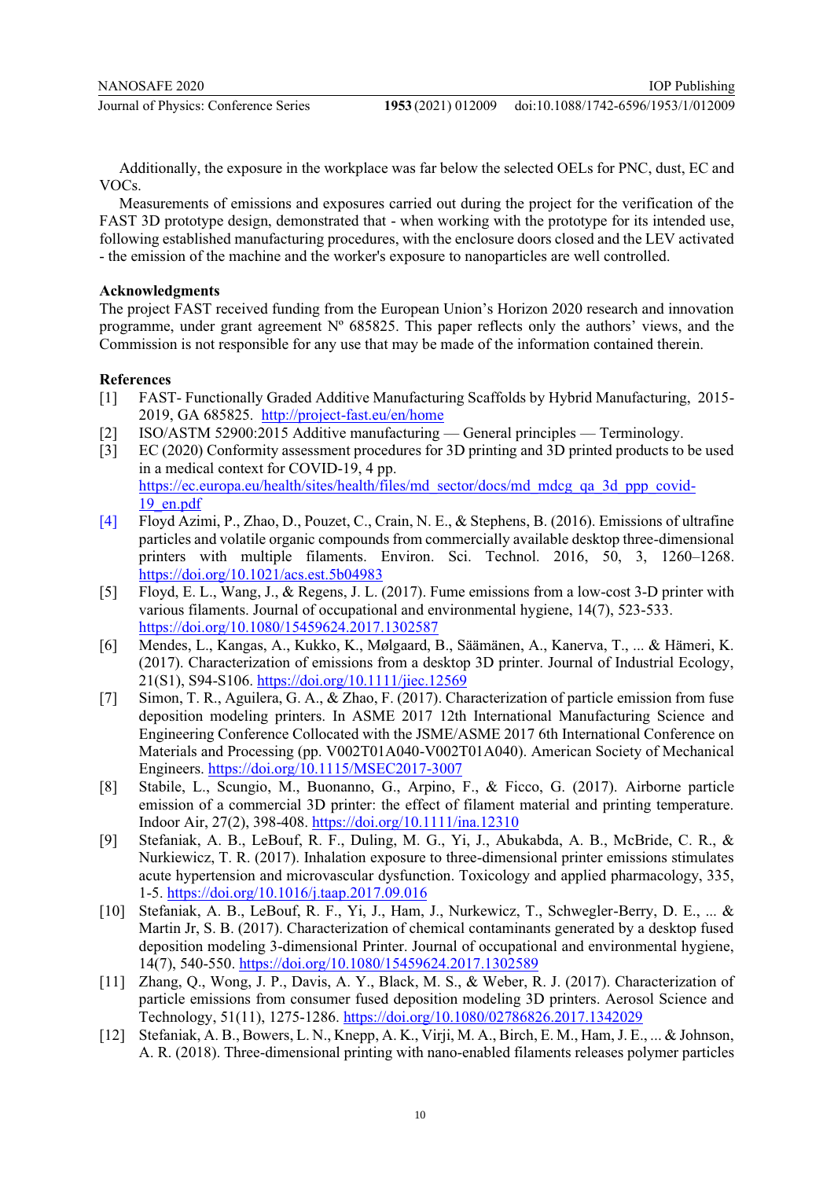Additionally, the exposure in the workplace was far below the selected OELs for PNC, dust, EC and VOCs.

Measurements of emissions and exposures carried out during the project for the verification of the FAST 3D prototype design, demonstrated that - when working with the prototype for its intended use, following established manufacturing procedures, with the enclosure doors closed and the LEV activated - the emission of the machine and the worker's exposure to nanoparticles are well controlled.

## Acknowledgments

The project FAST received funding from the European Union’s Horizon 2020 research and innovation programme, under grant agreement Nº 685825. This paper reflects only the authors’ views, and the Commission is not responsible for any use that may be made of the information contained therein.

## References

[1] FAST- Functionally Graded Additive Manufacturing Scaffolds by Hybrid Manufacturing, 2015-2019, GA 685825. http://project-fast.eu/en/home

[2] ISO/ASTM 52900:2015 Additive manufacturing — General principles — Terminology.

[3] EC (2020) Conformity assessment procedures for 3D printing and 3D printed products to be used in a medical context for COVID-19, 4 pp. https://ec.europa.eu/health/sites/health/files/md_sector/docs/md_mdcg_qa_3d_ppp_covid-19_en.pdf

[4] Floyd Azimi, P., Zhao, D., Pouzet, C., Crain, N. E., & Stephens, B. (2016). Emissions of ultrafine particles and volatile organic compounds from commercially available desktop three-dimensional printers with multiple filaments. Environ. Sci. Technol. 2016, 50, 3, 1260–1268. https://doi.org/10.1021/acs.est.5b04983

[5] Floyd, E. L., Wang, J., & Regens, J. L. (2017). Fume emissions from a low-cost 3-D printer with various filaments. Journal of occupational and environmental hygiene, 14(7), 523-533. https://doi.org/10.1080/15459624.2017.1302587

[6] Mendes, L., Kangas, A., Kukko, K., Mølgaard, B., Säämänen, A., Kanerva, T., ... & Hämeri, K. (2017). Characterization of emissions from a desktop 3D printer. Journal of Industrial Ecology, 21(S1), S94-S106. https://doi.org/10.1111/jiec.12569

[7] Simon, T. R., Aguilera, G. A., & Zhao, F. (2017). Characterization of particle emission from fuse deposition modeling printers. In ASME 2017 12th International Manufacturing Science and Engineering Conference Collocated with the JSME/ASME 2017 6th International Conference on Materials and Processing (pp. V002T01A040-V002T01A040). American Society of Mechanical Engineers. https://doi.org/10.1115/MSEC2017-3007

[8] Stabile, L., Scungio, M., Buonanno, G., Arpino, F., & Ficco, G. (2017). Airborne particle emission of a commercial 3D printer: the effect of filament material and printing temperature. Indoor Air, 27(2), 398-408. https://doi.org/10.1111/ina.12310

[9] Stefaniak, A. B., LeBouf, R. F., Duling, M. G., Yi, J., Abukabda, A. B., McBride, C. R., & Nurkiewicz, T. R. (2017). Inhalation exposure to three-dimensional printer emissions stimulates acute hypertension and microvascular dysfunction. Toxicology and applied pharmacology, 335, 1-5. https://doi.org/10.1016/j.taap.2017.09.016

[10] Stefaniak, A. B., LeBouf, R. F., Yi, J., Ham, J., Nurkewicz, T., Schwegler-Berry, D. E., ... & Martin Jr, S. B. (2017). Characterization of chemical contaminants generated by a desktop fused deposition modeling 3-dimensional Printer. Journal of occupational and environmental hygiene, 14(7), 540-550. https://doi.org/10.1080/15459624.2017.1302589

[11] Zhang, Q., Wong, J. P., Davis, A. Y., Black, M. S., & Weber, R. J. (2017). Characterization of particle emissions from consumer fused deposition modeling 3D printers. Aerosol Science and Technology, 51(11), 1275-1286. https://doi.org/10.1080/02786826.2017.1342029

[12] Stefaniak, A. B., Bowers, L. N., Knepp, A. K., Virji, M. A., Birch, E. M., Ham, J. E., ... & Johnson, A. R. (2018). Three-dimensional printing with nano-enabled filaments releases polymer particles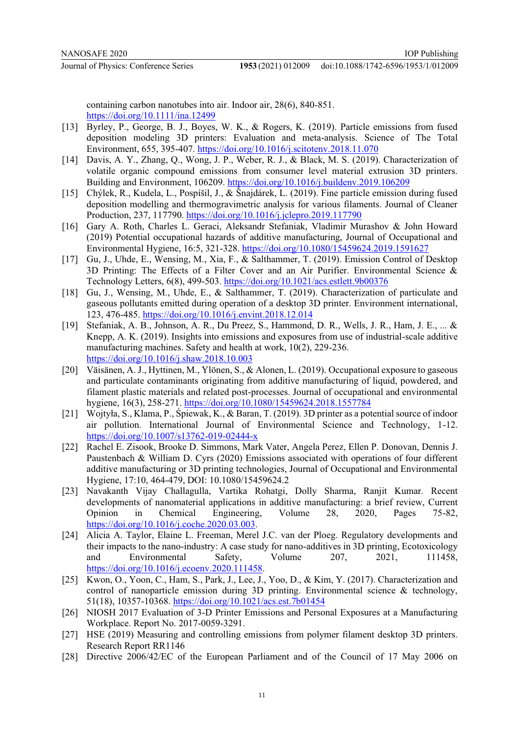containing carbon nanotubes into air. Indoor air, 28(6), 840-851. https://doi.org/10.1111/ina.12499

[13] Byrley, P., George, B. J., Boyes, W. K., & Rogers, K. (2019). Particle emissions from fused deposition modeling 3D printers: Evaluation and meta-analysis. Science of The Total Environment, 655, 395-407. https://doi.org/10.1016/j.scitotenv.2018.11.070

[14] Davis, A. Y., Zhang, Q., Wong, J. P., Weber, R. J., & Black, M. S. (2019). Characterization of volatile organic compound emissions from consumer level material extrusion 3D printers. Building and Environment, 106209. https://doi.org/10.1016/j.buildenv.2019.106209

[15] Chýlek, R., Kudela, L., Pospíšil, J., & Šnajdárek, L. (2019). Fine particle emission during fused deposition modelling and thermogravimetric analysis for various filaments. Journal of Cleaner Production, 237, 117790. https://doi.org/10.1016/j.jclepro.2019.117790

[16] Gary A. Roth, Charles L. Geraci, Aleksandr Stefaniak, Vladimir Murashov & John Howard (2019) Potential occupational hazards of additive manufacturing, Journal of Occupational and Environmental Hygiene, 16:5, 321-328. https://doi.org/10.1080/15459624.2019.1591627

[17] Gu, J., Uhde, E., Wensing, M., Xia, F., & Salthammer, T. (2019). Emission Control of Desktop 3D Printing: The Effects of a Filter Cover and an Air Purifier. Environmental Science & Technology Letters, 6(8), 499-503. https://doi.org/10.1021/acs.estlett.9b00376

[18] Gu, J., Wensing, M., Uhde, E., & Salthammer, T. (2019). Characterization of particulate and gaseous pollutants emitted during operation of a desktop 3D printer. Environment international, 123, 476-485. https://doi.org/10.1016/j.envint.2018.12.014

[19] Stefaniak, A. B., Johnson, A. R., Du Preez, S., Hammond, D. R., Wells, J. R., Ham, J. E., ... & Knepp, A. K. (2019). Insights into emissions and exposures from use of industrial-scale additive manufacturing machines. Safety and health at work, 10(2), 229-236. https://doi.org/10.1016/j.shaw.2018.10.003

[20] Väisänen, A. J., Hyttinen, M., Ylönen, S., & Alonen, L. (2019). Occupational exposure to gaseous and particulate contaminants originating from additive manufacturing of liquid, powdered, and filament plastic materials and related post-processes. Journal of occupational and environmental hygiene, 16(3), 258-271. https://doi.org/10.1080/15459624.2018.1557784

[21] Wojtyła, S., Klama, P., Śpiewak, K., & Baran, T. (2019). 3D printer as a potential source of indoor air pollution. International Journal of Environmental Science and Technology, 1-12. https://doi.org/10.1007/s13762-019-02444-x

[22] Rachel E. Zisook, Brooke D. Simmons, Mark Vater, Angela Perez, Ellen P. Donovan, Dennis J. Paustenbach & William D. Cyrs (2020) Emissions associated with operations of four different additive manufacturing or 3D printing technologies, Journal of Occupational and Environmental Hygiene, 17:10, 464-479, DOI: 10.1080/15459624.2

[23] Navakanth Vijay Challagulla, Vartika Rohatgi, Dolly Sharma, Ranjit Kumar. Recent developments of nanomaterial applications in additive manufacturing: a brief review, Current Opinion in Chemical Engineering, Volume 28, 2020, Pages 75-82, https://doi.org/10.1016/j.coche.2020.03.003.

[24] Alicia A. Taylor, Elaine L. Freeman, Merel J.C. van der Ploeg. Regulatory developments and their impacts to the nano-industry: A case study for nano-additives in 3D printing, Ecotoxicology and Environmental Safety, Volume 207, 2021, 111458, https://doi.org/10.1016/j.ecoenv.2020.111458.

[25] Kwon, O., Yoon, C., Ham, S., Park, J., Lee, J., Yoo, D., & Kim, Y. (2017). Characterization and control of nanoparticle emission during 3D printing. Environmental science & technology, 51(18), 10357-10368. https://doi.org/10.1021/acs.est.7b01454

[26] NIOSH 2017 Evaluation of 3-D Printer Emissions and Personal Exposures at a Manufacturing Workplace. Report No. 2017-0059-3291.

[27] HSE (2019) Measuring and controlling emissions from polymer filament desktop 3D printers. Research Report RR1146

[28] Directive 2006/42/EC of the European Parliament and of the Council of 17 May 2006 on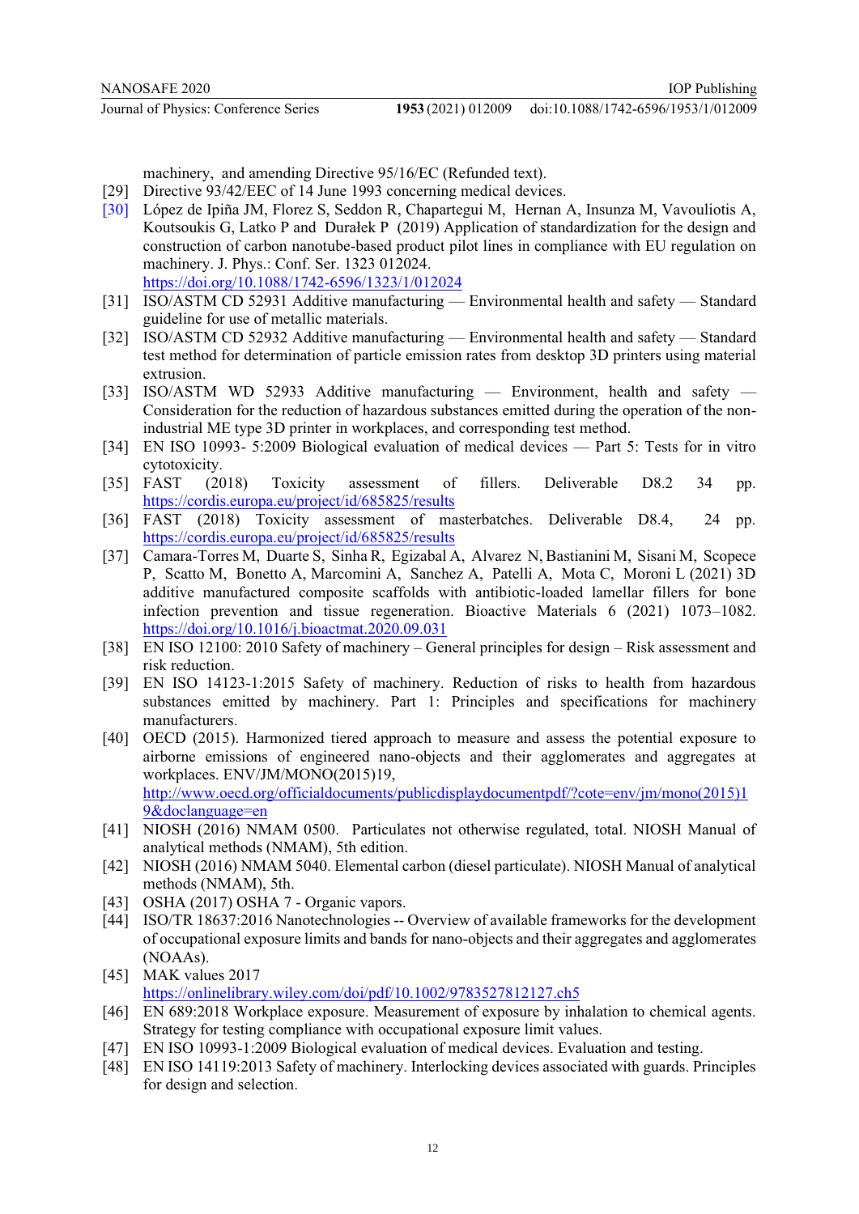machinery, and amending Directive 95/16/EC (Refunded text).

[29] Directive 93/42/EEC of 14 June 1993 concerning medical devices.

[30] López de Ipiña JM, Florez S, Seddon R, Chapartegui M, Hernan A, Insunza M, Vavouliotis A, Koutsoukis G, Latko P and Durałek P (2019) Application of standardization for the design and construction of carbon nanotube-based product pilot lines in compliance with EU regulation on machinery. J. Phys.: Conf. Ser. 1323 012024. https://doi.org/10.1088/1742-6596/1323/1/012024

[31] ISO/ASTM CD 52931 Additive manufacturing — Environmental health and safety — Standard guideline for use of metallic materials.

[32] ISO/ASTM CD 52932 Additive manufacturing — Environmental health and safety — Standard test method for determination of particle emission rates from desktop 3D printers using material extrusion.

[33] ISO/ASTM WD 52933 Additive manufacturing — Environment, health and safety — Consideration for the reduction of hazardous substances emitted during the operation of the non-industrial ME type 3D printer in workplaces, and corresponding test method.

[34] EN ISO 10993- 5:2009 Biological evaluation of medical devices — Part 5: Tests for in vitro cytotoxicity.

[35] FAST (2018) Toxicity assessment of fillers. Deliverable D8.2 34 pp. https://cordis.europa.eu/project/id/685825/results

[36] FAST (2018) Toxicity assessment of masterbatches. Deliverable D8.4, 24 pp. https://cordis.europa.eu/project/id/685825/results

[37] Camara-Torres M, Duarte S, Sinha R, Egizabal A, Alvarez N, Bastianini M, Sisani M, Scopece P, Scatto M, Bonetto A, Marcomini A, Sanchez A, Patelli A, Mota C, Moroni L (2021) 3D additive manufactured composite scaffolds with antibiotic-loaded lamellar fillers for bone infection prevention and tissue regeneration. Bioactive Materials 6 (2021) 1073–1082. https://doi.org/10.1016/j.bioactmat.2020.09.031

[38] EN ISO 12100: 2010 Safety of machinery – General principles for design – Risk assessment and risk reduction.

[39] EN ISO 14123-1:2015 Safety of machinery. Reduction of risks to health from hazardous substances emitted by machinery. Part 1: Principles and specifications for machinery manufacturers.

[40] OECD (2015). Harmonized tiered approach to measure and assess the potential exposure to airborne emissions of engineered nano-objects and their agglomerates and aggregates at workplaces. ENV/JM/MONO(2015)19, http://www.oecd.org/officialdocuments/publicdisplaydocumentpdf/?cote=env/jm/mono(2015)19&doclanguage=en

[41] NIOSH (2016) NMAM 0500. Particulates not otherwise regulated, total. NIOSH Manual of analytical methods (NMAM), 5th edition.

[42] NIOSH (2016) NMAM 5040. Elemental carbon (diesel particulate). NIOSH Manual of analytical methods (NMAM), 5th.

[43] OSHA (2017) OSHA 7 - Organic vapors.

[44] ISO/TR 18637:2016 Nanotechnologies -- Overview of available frameworks for the development of occupational exposure limits and bands for nano-objects and their aggregates and agglomerates (NOAAs).

[45] MAK values 2017 https://onlinelibrary.wiley.com/doi/pdf/10.1002/9783527812127.ch5

[46] EN 689:2018 Workplace exposure. Measurement of exposure by inhalation to chemical agents. Strategy for testing compliance with occupational exposure limit values.

[47] EN ISO 10993-1:2009 Biological evaluation of medical devices. Evaluation and testing.

[48] EN ISO 14119:2013 Safety of machinery. Interlocking devices associated with guards. Principles for design and selection.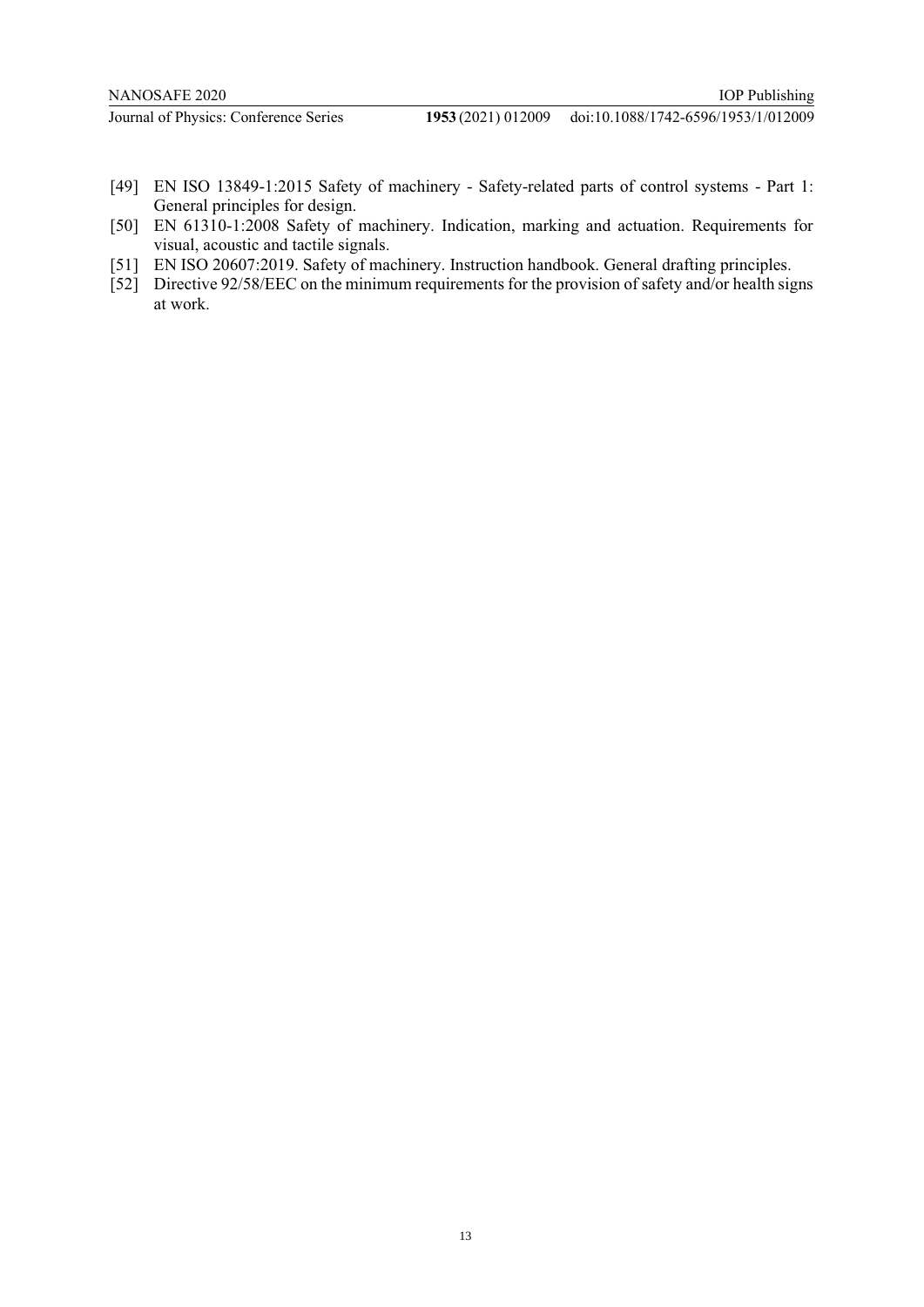[49] EN ISO 13849-1:2015 Safety of machinery - Safety-related parts of control systems - Part 1: General principles for design.

[50] EN 61310-1:2008 Safety of machinery. Indication, marking and actuation. Requirements for visual, acoustic and tactile signals.

[51] EN ISO 20607:2019. Safety of machinery. Instruction handbook. General drafting principles.

[52] Directive 92/58/EEC on the minimum requirements for the provision of safety and/or health signs at work.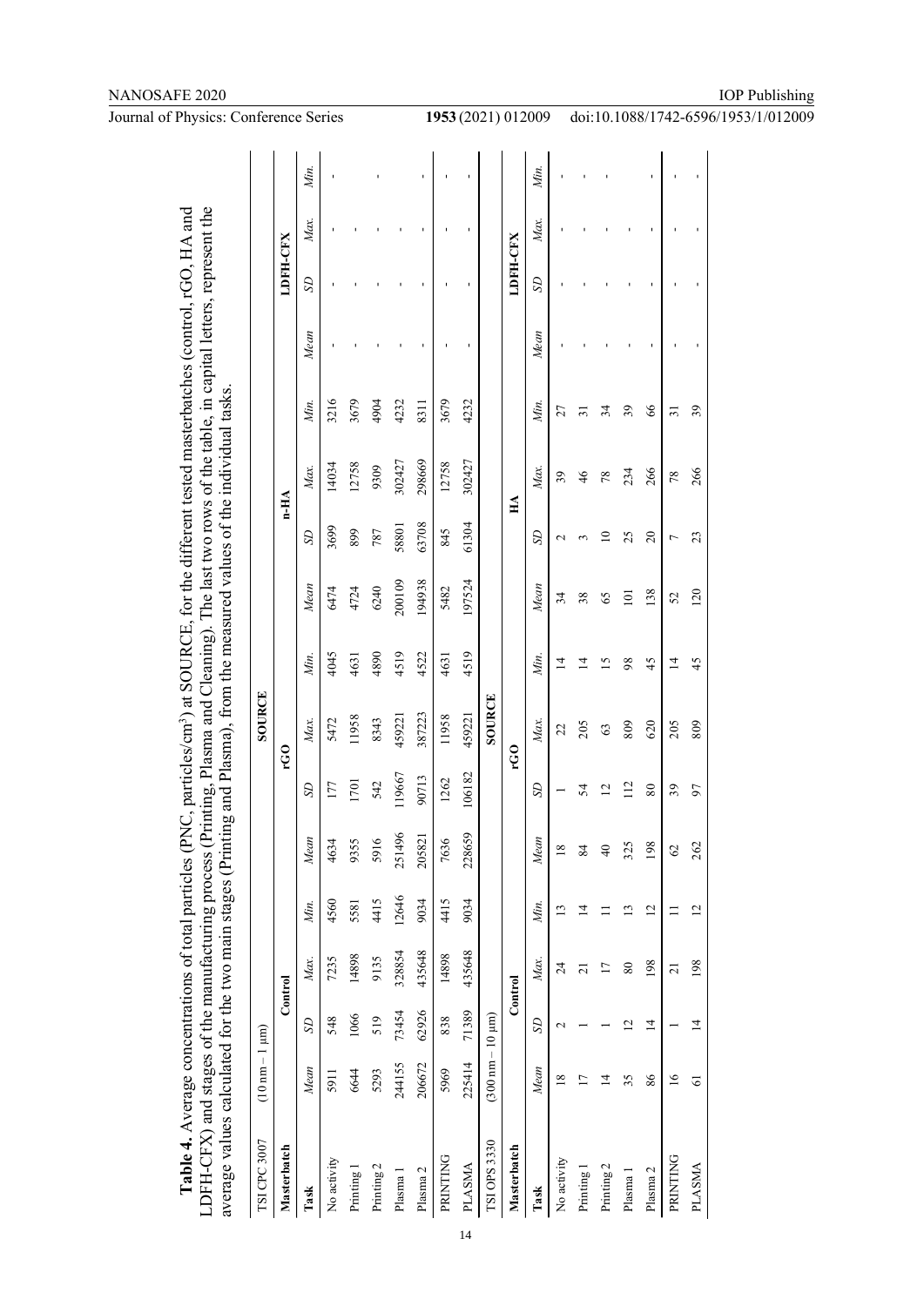**Table 4.** Average concentrations of total particles (PNC, particles/cm$^3$) at SOURCE, for the different tested masterbatches (control, rGO, HA and LDFH-CFX) and stages of the manufacturing process (Printing, Plasma and Cleaning). The last two rows of the table, in capital letters, represent the average values calculated for the two main stages (Printing and Plasma), from the measured values of the individual tasks.

| TSI CPC 3007 | (10 nm – 1 µm) | | | | | | SOURCE | | | | | | | | | |
|---|---|---|---|---|---|---|---|---|---|---|---|---|---|---|---|---|
| **Masterbatch** | **Control** | | | | **rGO** | | | | **n-HA** | | | | **LDFH-CFX** | | | |
| **Task** | *Mean* | *SD* | *Max.* | *Min.* | *Mean* | *SD* | *Max.* | *Min.* | *Mean* | *SD* | *Max.* | *Min.* | *Mean* | *SD* | *Max.* | *Min.* |
| No activity | 5911 | 548 | 7235 | 4560 | 4634 | 177 | 5472 | 4045 | 6474 | 3699 | 14034 | 3216 | - | - | - | - |
| Printing 1 | 6644 | 1066 | 14898 | 5581 | 9355 | 1701 | 11958 | 4631 | 4724 | 899 | 12758 | 3679 | - | - | - | - |
| Printing 2 | 5293 | 519 | 9135 | 4415 | 5916 | 542 | 8343 | 4890 | 6240 | 787 | 9309 | 4904 | - | - | - | - |
| Plasma 1 | 244155 | 73454 | 328854 | 12646 | 251496 | 119667 | 459221 | 4519 | 200109 | 58801 | 302427 | 4232 | - | - | - | - |
| Plasma 2 | 206672 | 62926 | 435648 | 9034 | 205821 | 90713 | 387223 | 4522 | 194938 | 63708 | 298669 | 8311 | - | - | - | - |
| PRINTING | 5969 | 838 | 14898 | 4415 | 7636 | 1262 | 11958 | 4631 | 5482 | 845 | 12758 | 3679 | - | - | - | - |
| PLASMA | 225414 | 71389 | 435648 | 9034 | 228659 | 106182 | 459221 | 4519 | 197524 | 61304 | 302427 | 4232 | - | - | - | - |
| **TSI OPS 3330** | (300 nm – 10 µm) | | | | | | SOURCE | | | | | | | | | |
| **Masterbatch** | **Control** | | | | **rGO** | | | | **HA** | | | | **LDFH-CFX** | | | |
| **Task** | *Mean* | *SD* | *Max.* | *Min.* | *Mean* | *SD* | *Max.* | *Min.* | *Mean* | *SD* | *Max.* | *Min.* | *Mean* | *SD* | *Max.* | *Min.* |
| No activity | 18 | 2 | 24 | 13 | 18 | 1 | 22 | 14 | 34 | 2 | 39 | 27 | - | - | - | - |
| Printing 1 | 17 | 1 | 21 | 14 | 84 | 54 | 205 | 14 | 38 | 3 | 46 | 31 | - | - | - | - |
| Printing 2 | 14 | 1 | 17 | 11 | 40 | 12 | 63 | 15 | 65 | 10 | 78 | 34 | - | - | - | - |
| Plasma 1 | 35 | 12 | 80 | 13 | 325 | 112 | 809 | 98 | 101 | 25 | 234 | 39 | - | - | - | - |
| Plasma 2 | 86 | 14 | 198 | 12 | 198 | 80 | 620 | 45 | 138 | 20 | 266 | 66 | - | - | - | - |
| PRINTING | 16 | 1 | 21 | 11 | 62 | 39 | 205 | 14 | 52 | 7 | 78 | 31 | - | - | - | - |
| PLASMA | 61 | 14 | 198 | 12 | 262 | 97 | 809 | 45 | 120 | 23 | 266 | 39 | - | - | - | - |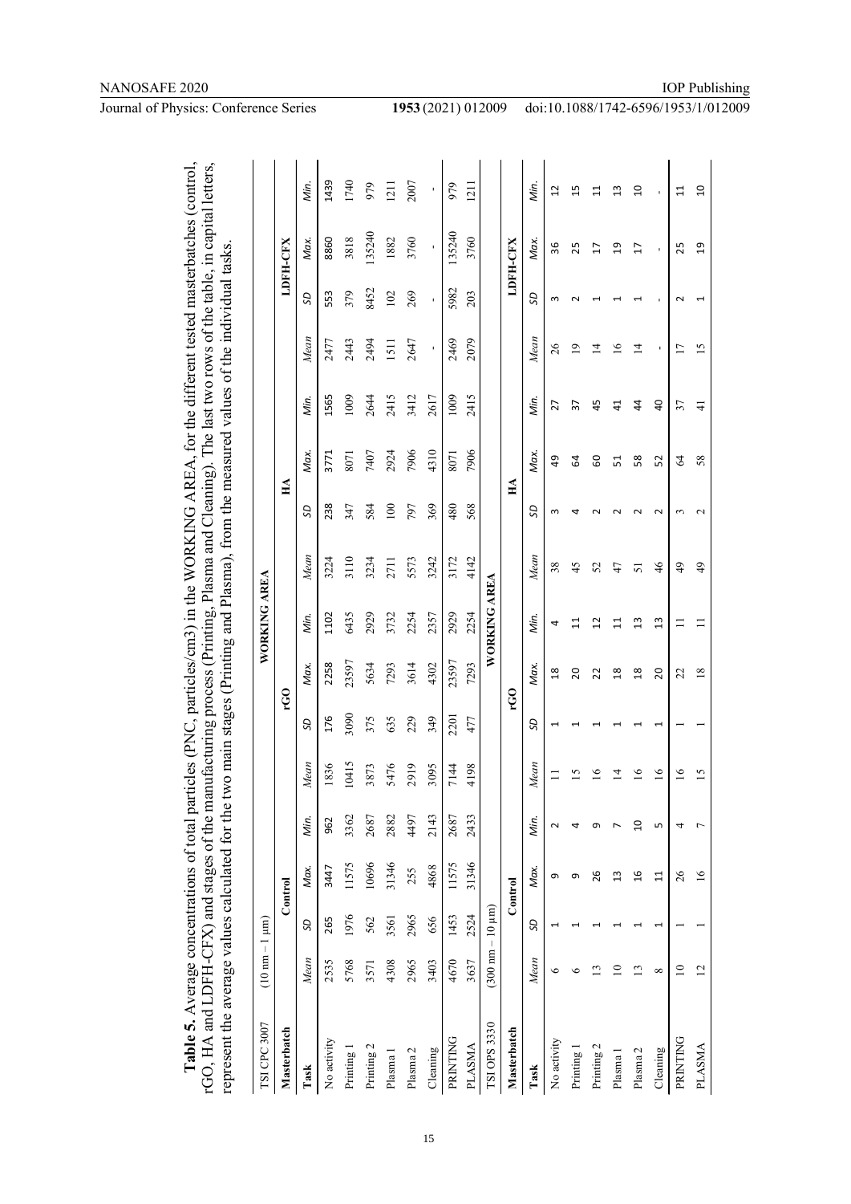**Table 5.** Average concentrations of total particles (PNC, particles/cm3) in the WORKING AREA, for the different tested masterbatches (control, rGO, HA and LDFH-CFX) and stages of the manufacturing process (Printing, Plasma and Cleaning). The last two rows of the table, in capital letters, represent the average values calculated for the two main stages (Printing and Plasma), from the measured values of the individual tasks.

| TSI CPC 3007 | (10 nm – 1 µm) | | | | | | | WORKING AREA | | | | | | | | |
|---|---|---|---|---|---|---|---|---|---|---|---|---|---|---|---|---|
| **Masterbatch** | Control | | | | rGO | | | | HA | | | | LDFH-CFX | | | |
| **Task** | *Mean* | *SD* | *Max.* | *Min.* | *Mean* | *SD* | *Max.* | *Min.* | *Mean* | *SD* | *Max.* | *Min.* | *Mean* | *SD* | *Max.* | *Min.* |
| No activity | 2535 | 265 | 3447 | 962 | 1836 | 176 | 2258 | 1102 | 3224 | 238 | 3771 | 1565 | 2477 | 553 | 8860 | 1439 |
| Printing 1 | 5768 | 1976 | 11575 | 3362 | 10415 | 3090 | 23597 | 6435 | 3110 | 347 | 8071 | 1009 | 2443 | 379 | 3818 | 1740 |
| Printing 2 | 3571 | 562 | 10696 | 2687 | 3873 | 375 | 5634 | 2929 | 3234 | 584 | 7407 | 2644 | 2494 | 8452 | 135240 | 979 |
| Plasma 1 | 4308 | 3561 | 31346 | 2882 | 5476 | 635 | 7293 | 3732 | 2711 | 100 | 2924 | 2415 | 1511 | 102 | 1882 | 1211 |
| Plasma 2 | 2965 | 2965 | 255 | 4497 | 2919 | 229 | 3614 | 2254 | 5573 | 797 | 7906 | 3412 | 2647 | 269 | 3760 | 2007 |
| Cleaning | 3403 | 656 | 4868 | 2143 | 3095 | 349 | 4302 | 2357 | 3242 | 369 | 4310 | 2617 | - | - | - | - |
| PRINTING | 4670 | 1453 | 11575 | 2687 | 7144 | 2201 | 23597 | 2929 | 3172 | 480 | 8071 | 1009 | 2469 | 5982 | 135240 | 979 |
| PLASMA | 3637 | 2524 | 31346 | 2433 | 4198 | 477 | 7293 | 2254 | 4142 | 568 | 7906 | 2415 | 2079 | 203 | 3760 | 1211 |

| TSI OPS 3330 | (300 nm – 10 µm) | | | | | | | WORKING AREA | | | | | | | | |
|---|---|---|---|---|---|---|---|---|---|---|---|---|---|---|---|---|
| **Masterbatch** | Control | | | | rGO | | | | HA | | | | LDFH-CFX | | | |
| **Task** | *Mean* | *SD* | *Max.* | *Min.* | *Mean* | *SD* | *Max.* | *Min.* | *Mean* | *SD* | *Max.* | *Min.* | *Mean* | *SD* | *Max.* | *Min.* |
| No activity | 6 | 1 | 9 | 2 | 11 | 1 | 18 | 4 | 38 | 3 | 49 | 27 | 26 | 3 | 36 | 12 |
| Printing 1 | 6 | 1 | 9 | 4 | 15 | 1 | 20 | 11 | 45 | 4 | 64 | 37 | 19 | 2 | 25 | 15 |
| Printing 2 | 13 | 1 | 26 | 9 | 16 | 1 | 22 | 12 | 52 | 2 | 60 | 45 | 14 | 1 | 17 | 11 |
| Plasma 1 | 10 | 1 | 13 | 7 | 14 | 1 | 18 | 11 | 47 | 2 | 51 | 41 | 16 | 1 | 19 | 13 |
| Plasma 2 | 13 | 1 | 16 | 10 | 16 | 1 | 18 | 13 | 51 | 2 | 58 | 44 | 14 | 1 | 17 | 10 |
| Cleaning | 8 | 1 | 11 | 5 | 16 | 1 | 20 | 13 | 46 | 2 | 52 | 40 | - | - | - | - |
| PRINTING | 10 | 1 | 26 | 4 | 16 | 1 | 22 | 11 | 49 | 3 | 64 | 37 | 17 | 2 | 25 | 11 |
| PLASMA | 12 | 1 | 16 | 7 | 15 | 1 | 18 | 11 | 49 | 2 | 58 | 41 | 15 | 1 | 19 | 10 |